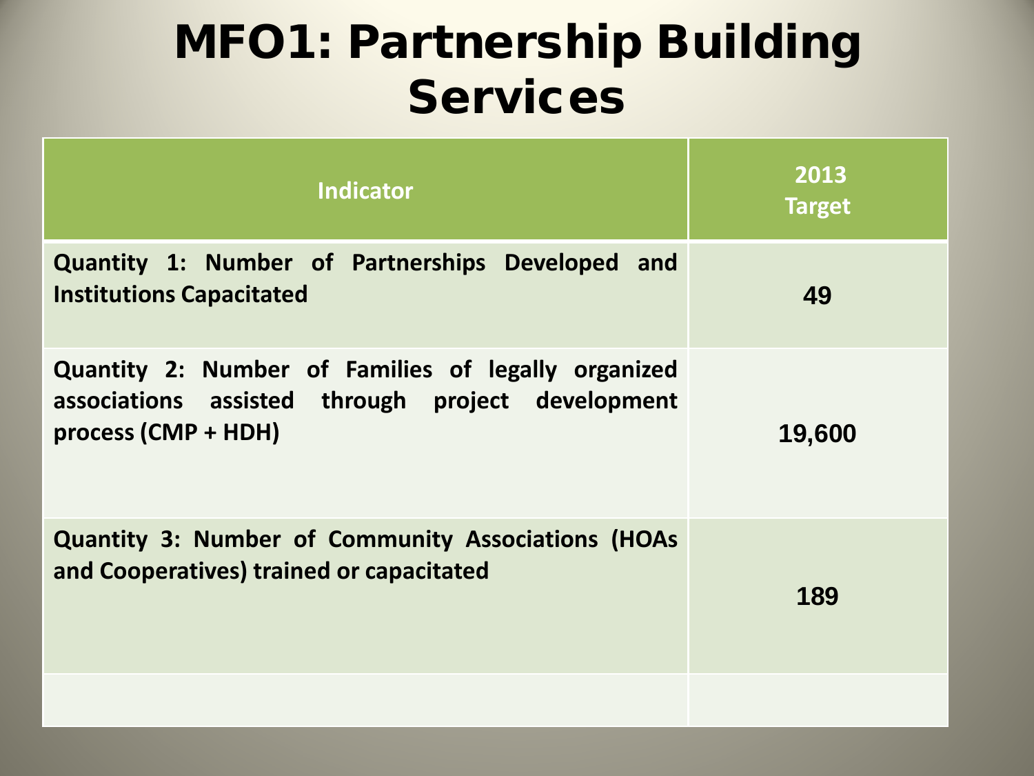# MFO1: Partnership Building Services

| Indicator | 2013 Target |
|---|---|
| Quantity 1: Number of Partnerships Developed and Institutions Capacitated | 49 |
| Quantity 2: Number of Families of legally organized associations assisted through project development process (CMP + HDH) | 19,600 |
| Quantity 3: Number of Community Associations (HOAs and Cooperatives) trained or capacitated | 189 |
| | |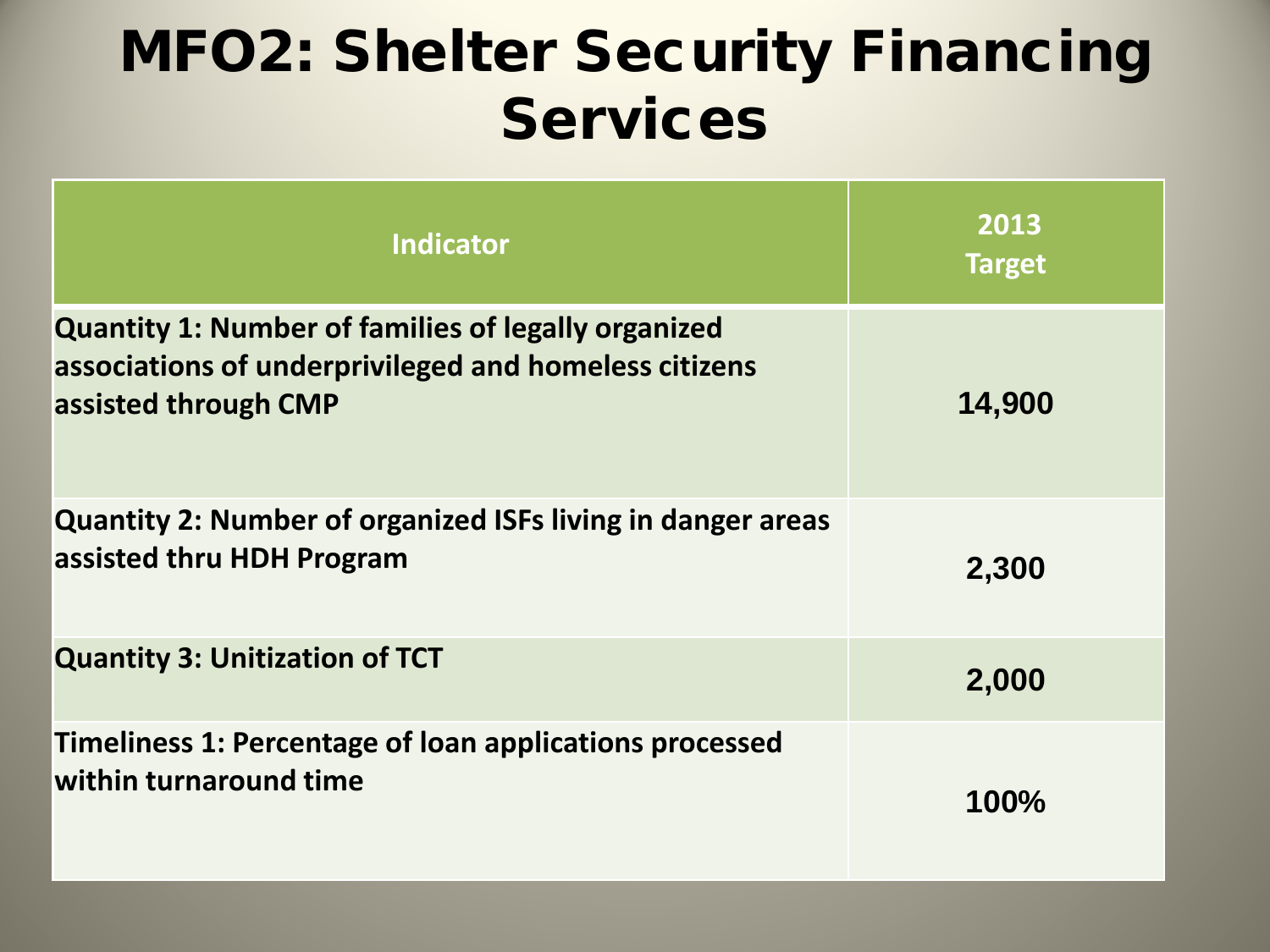# MFO2: Shelter Security Financing Services

| Indicator | 2013 Target |
| --- | --- |
| **Quantity 1: Number of families of legally organized associations of underprivileged and homeless citizens assisted through CMP** | **14,900** |
| **Quantity 2: Number of organized ISFs living in danger areas assisted thru HDH Program** | **2,300** |
| **Quantity 3: Unitization of TCT** | **2,000** |
| **Timeliness 1: Percentage of loan applications processed within turnaround time** | **100%** |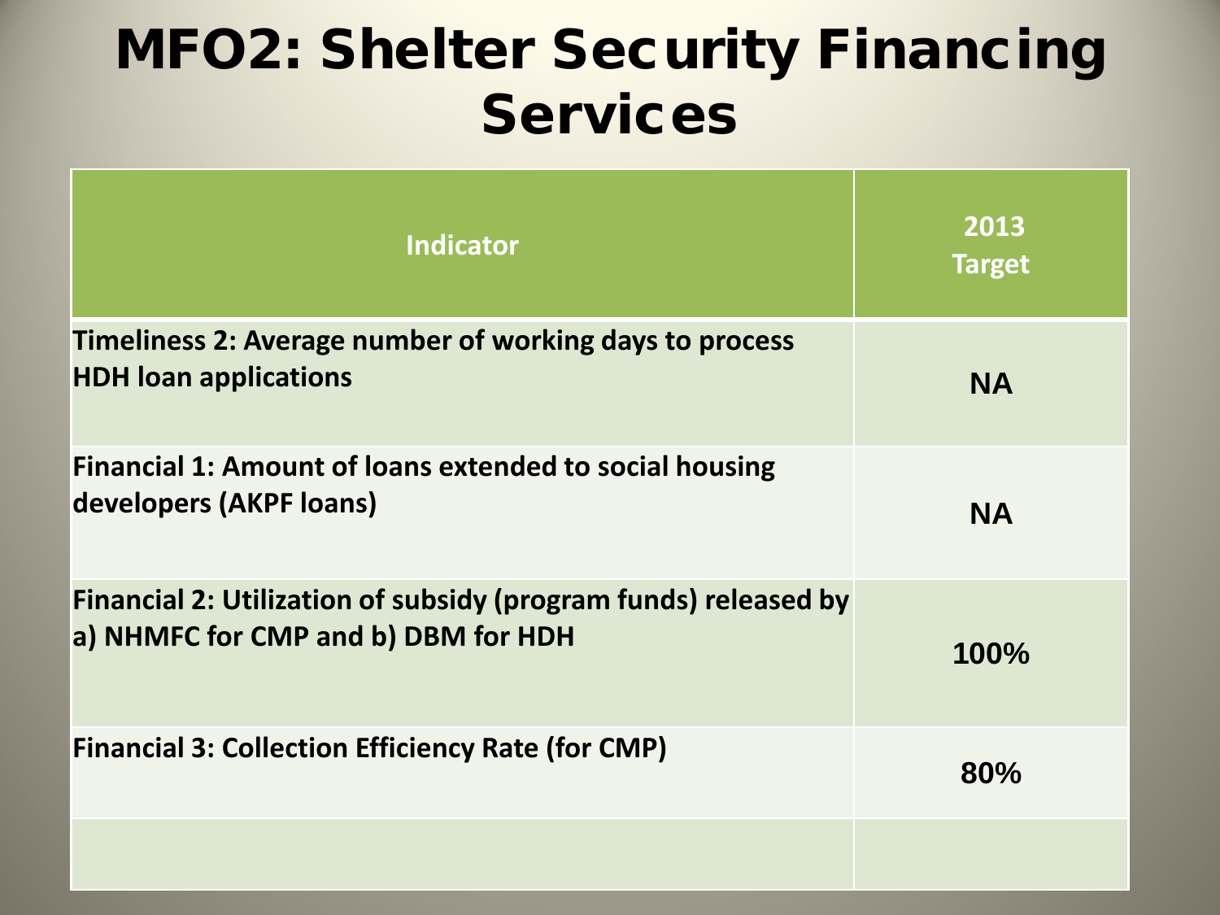# MFO2: Shelter Security Financing Services

| Indicator | 2013 Target |
|---|---|
| **Timeliness 2: Average number of working days to process HDH loan applications** | **NA** |
| **Financial 1: Amount of loans extended to social housing developers (AKPF loans)** | **NA** |
| **Financial 2: Utilization of subsidy (program funds) released by a) NHMFC for CMP and b) DBM for HDH** | **100%** |
| **Financial 3: Collection Efficiency Rate (for CMP)** | **80%** |
| | |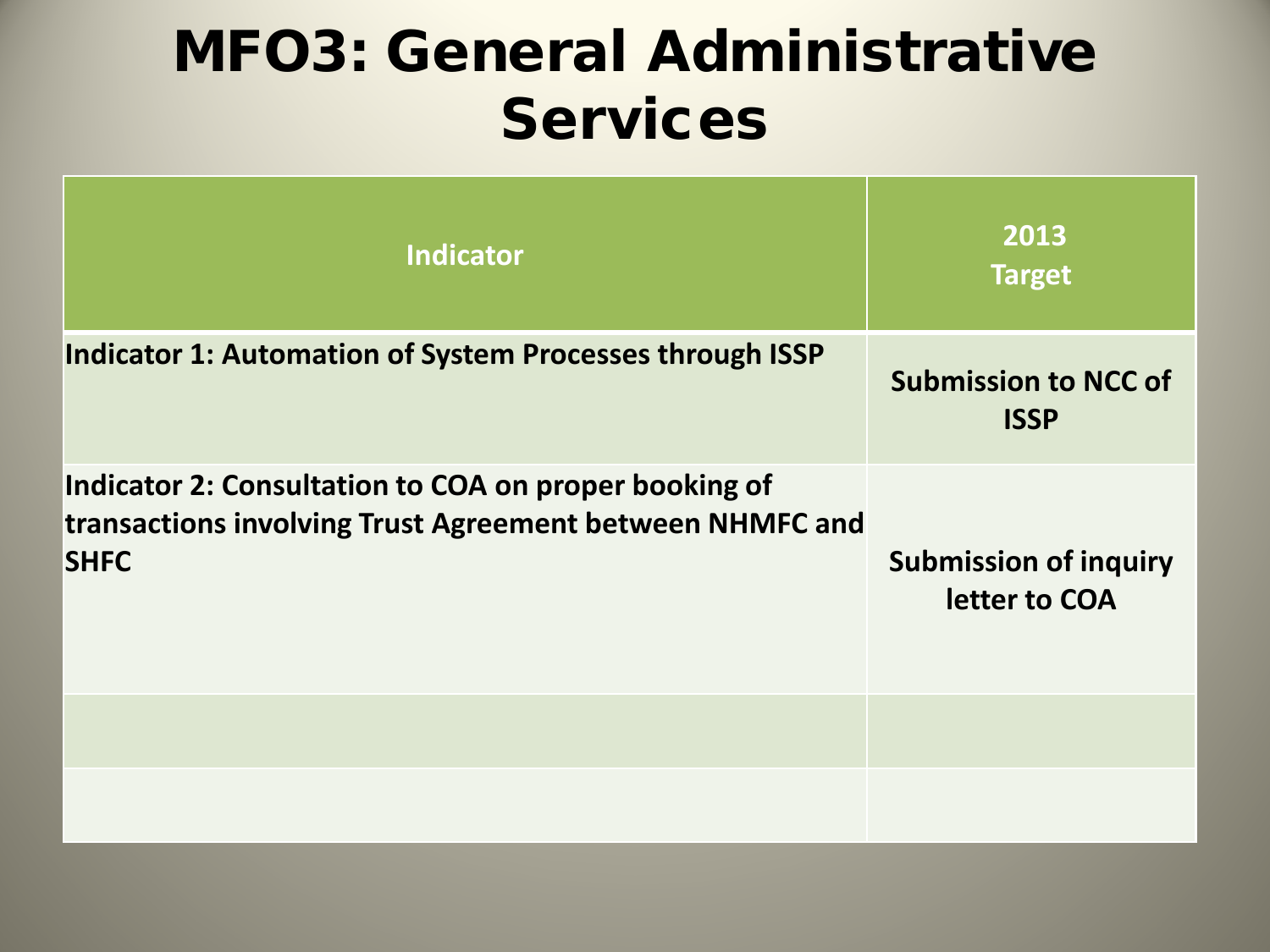# MFO3: General Administrative Services

| Indicator | 2013 Target |
|---|---|
| **Indicator 1: Automation of System Processes through ISSP** | **Submission to NCC of ISSP** |
| **Indicator 2: Consultation to COA on proper booking of transactions involving Trust Agreement between NHMFC and SHFC** | **Submission of inquiry letter to COA** |
| | |
| | |